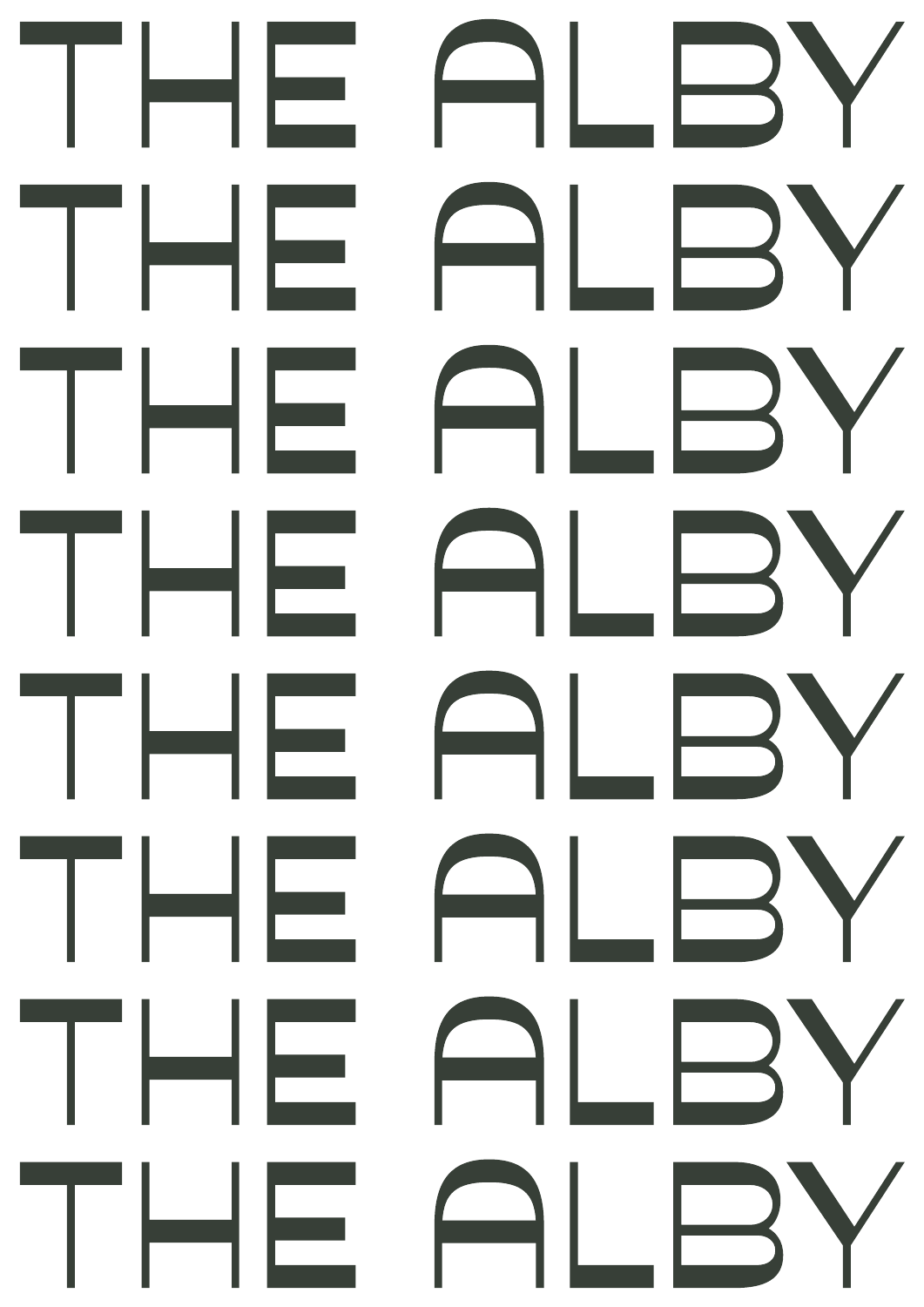THE ALBY
THE ALBY
THE ALBY
THE ALBY
THE ALBY
THE ALBY
THE ALBY
THE ALBY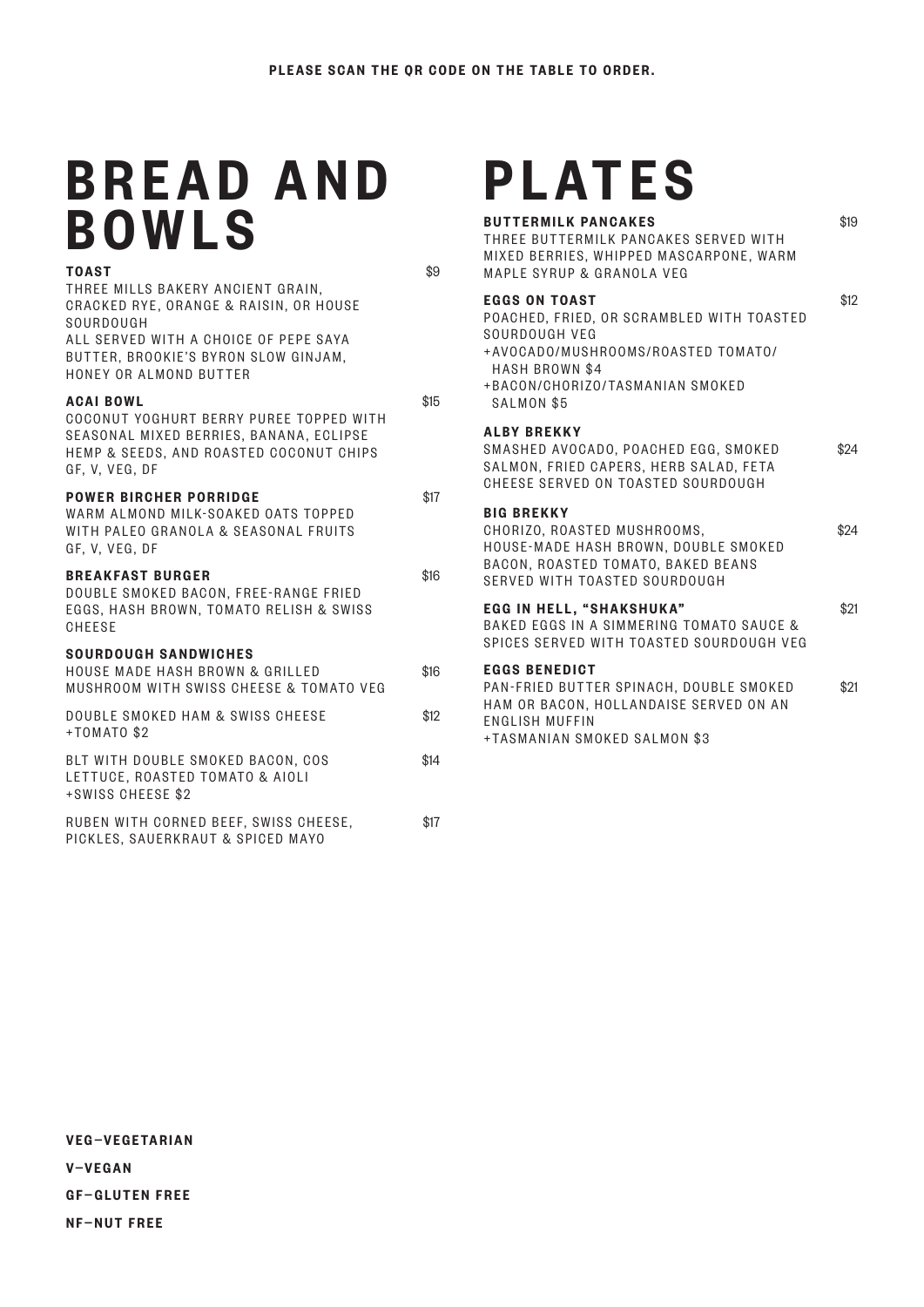PLEASE SCAN THE QR CODE ON THE TABLE TO ORDER.

# BREAD AND BOWLS

**TOAST** $9
THREE MILLS BAKERY ANCIENT GRAIN, CRACKED RYE, ORANGE & RAISIN, OR HOUSE SOURDOUGH
ALL SERVED WITH A CHOICE OF PEPE SAYA BUTTER, BROOKIE'S BYRON SLOW GINJAM, HONEY OR ALMOND BUTTER

**ACAI BOWL** $15
COCONUT YOGHURT BERRY PUREE TOPPED WITH SEASONAL MIXED BERRIES, BANANA, ECLIPSE HEMP & SEEDS, AND ROASTED COCONUT CHIPS
GF, V, VEG, DF

**POWER BIRCHER PORRIDGE** $17
WARM ALMOND MILK-SOAKED OATS TOPPED WITH PALEO GRANOLA & SEASONAL FRUITS
GF, V, VEG, DF

**BREAKFAST BURGER** $16
DOUBLE SMOKED BACON, FREE-RANGE FRIED EGGS, HASH BROWN, TOMATO RELISH & SWISS CHEESE

**SOURDOUGH SANDWICHES**

HOUSE MADE HASH BROWN & GRILLED MUSHROOM WITH SWISS CHEESE & TOMATO VEG $16

DOUBLE SMOKED HAM & SWISS CHEESE $12
+TOMATO $2

BLT WITH DOUBLE SMOKED BACON, COS LETTUCE, ROASTED TOMATO & AIOLI $14
+SWISS CHEESE $2

RUBEN WITH CORNED BEEF, SWISS CHEESE, PICKLES, SAUERKRAUT & SPICED MAYO $17

# PLATES

**BUTTERMILK PANCAKES** $19
THREE BUTTERMILK PANCAKES SERVED WITH MIXED BERRIES, WHIPPED MASCARPONE, WARM MAPLE SYRUP & GRANOLA VEG

**EGGS ON TOAST** $12
POACHED, FRIED, OR SCRAMBLED WITH TOASTED SOURDOUGH VEG
+AVOCADO/MUSHROOMS/ROASTED TOMATO/ HASH BROWN $4
+BACON/CHORIZO/TASMANIAN SMOKED SALMON $5

**ALBY BREKKY** $24
SMASHED AVOCADO, POACHED EGG, SMOKED SALMON, FRIED CAPERS, HERB SALAD, FETA CHEESE SERVED ON TOASTED SOURDOUGH

**BIG BREKKY** $24
CHORIZO, ROASTED MUSHROOMS, HOUSE-MADE HASH BROWN, DOUBLE SMOKED BACON, ROASTED TOMATO, BAKED BEANS SERVED WITH TOASTED SOURDOUGH

**EGG IN HELL, "SHAKSHUKA"** $21
BAKED EGGS IN A SIMMERING TOMATO SAUCE & SPICES SERVED WITH TOASTED SOURDOUGH VEG

**EGGS BENEDICT** $21
PAN-FRIED BUTTER SPINACH, DOUBLE SMOKED HAM OR BACON, HOLLANDAISE SERVED ON AN ENGLISH MUFFIN
+TASMANIAN SMOKED SALMON $3

**VEG—VEGETARIAN**

**V—VEGAN**

**GF—GLUTEN FREE**

**NF—NUT FREE**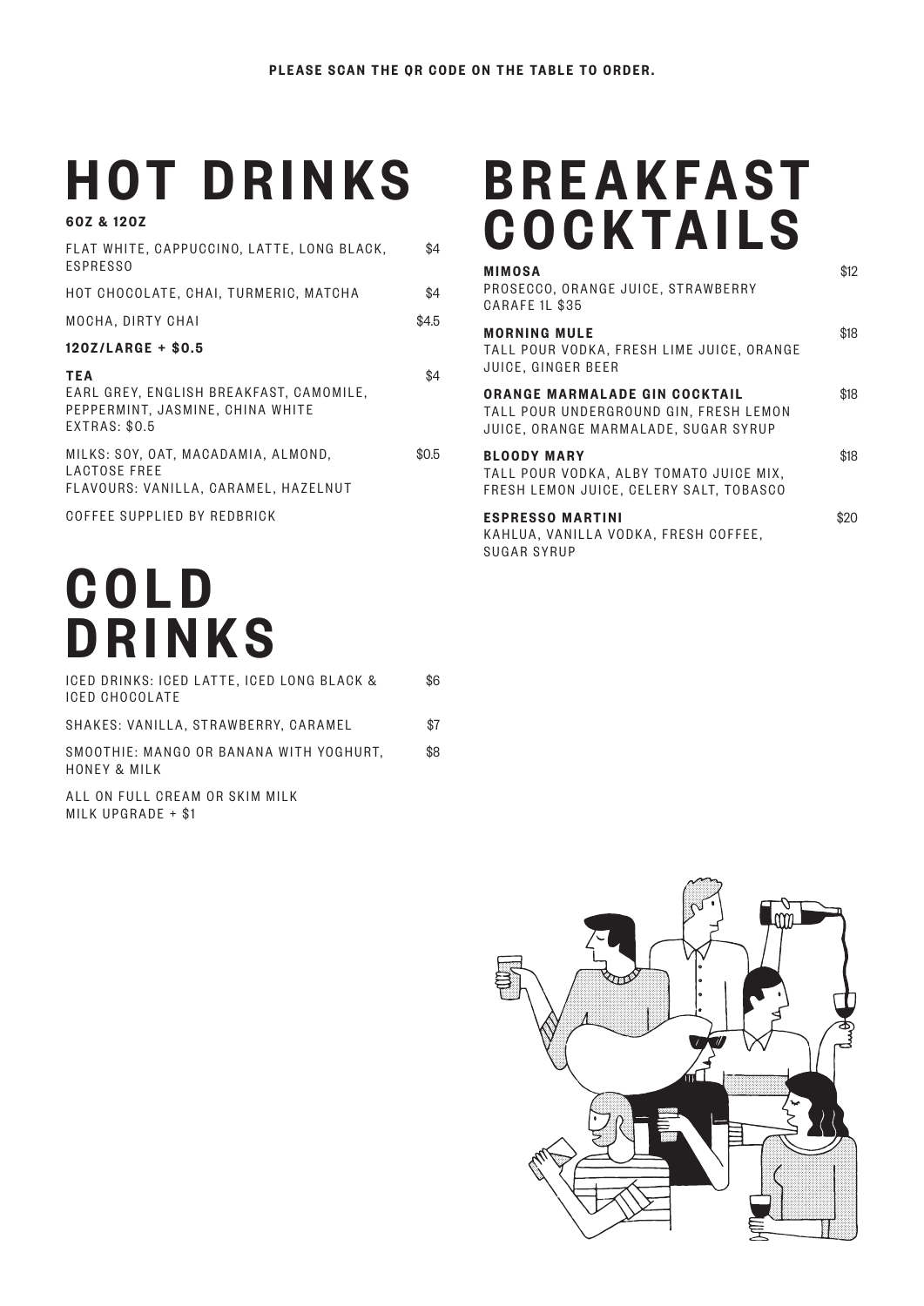**PLEASE SCAN THE QR CODE ON THE TABLE TO ORDER.**

# HOT DRINKS

**6OZ & 12OZ**

| | |
|---|---|
| FLAT WHITE, CAPPUCCINO, LATTE, LONG BLACK, ESPRESSO | $4 |
| HOT CHOCOLATE, CHAI, TURMERIC, MATCHA | $4 |
| MOCHA, DIRTY CHAI | $4.5 |

**12OZ/LARGE + $0.5**

| | |
|---|---|
| **TEA**<br>EARL GREY, ENGLISH BREAKFAST, CAMOMILE, PEPPERMINT, JASMINE, CHINA WHITE<br>EXTRAS: $0.5 | $4 |
| MILKS: SOY, OAT, MACADAMIA, ALMOND, LACTOSE FREE<br>FLAVOURS: VANILLA, CARAMEL, HAZELNUT | $0.5 |

COFFEE SUPPLIED BY REDBRICK

# COLD DRINKS

| | |
|---|---|
| ICED DRINKS: ICED LATTE, ICED LONG BLACK & ICED CHOCOLATE | $6 |
| SHAKES: VANILLA, STRAWBERRY, CARAMEL | $7 |
| SMOOTHIE: MANGO OR BANANA WITH YOGHURT, HONEY & MILK | $8 |

ALL ON FULL CREAM OR SKIM MILK
MILK UPGRADE + $1

# BREAKFAST COCKTAILS

| | |
|---|---|
| **MIMOSA**<br>PROSECCO, ORANGE JUICE, STRAWBERRY<br>CARAFE 1L $35 | $12 |
| **MORNING MULE**<br>TALL POUR VODKA, FRESH LIME JUICE, ORANGE JUICE, GINGER BEER | $18 |
| **ORANGE MARMALADE GIN COCKTAIL**<br>TALL POUR UNDERGROUND GIN, FRESH LEMON JUICE, ORANGE MARMALADE, SUGAR SYRUP | $18 |
| **BLOODY MARY**<br>TALL POUR VODKA, ALBY TOMATO JUICE MIX, FRESH LEMON JUICE, CELERY SALT, TOBASCO | $18 |
| **ESPRESSO MARTINI**<br>KAHLUA, VANILLA VODKA, FRESH COFFEE, SUGAR SYRUP | $20 |